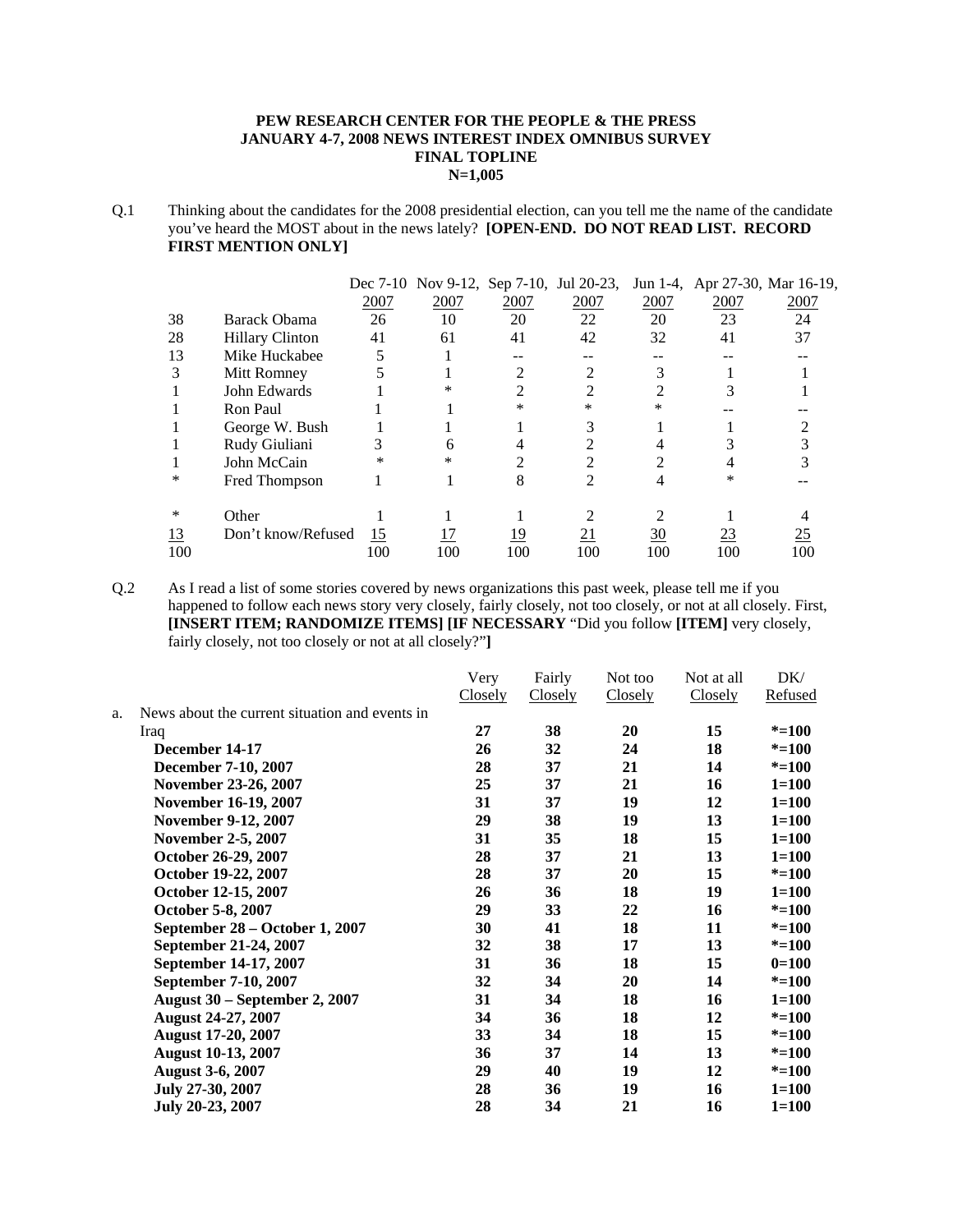**PEW RESEARCH CENTER FOR THE PEOPLE & THE PRESS**
**JANUARY 4-7, 2008 NEWS INTEREST INDEX OMNIBUS SURVEY**
**FINAL TOPLINE**
**N=1,005**

Q.1 Thinking about the candidates for the 2008 presidential election, can you tell me the name of the candidate you've heard the MOST about in the news lately? **[OPEN-END. DO NOT READ LIST. RECORD FIRST MENTION ONLY]**

| | | Dec 7-10 2007 | Nov 9-12, 2007 | Sep 7-10, 2007 | Jul 20-23, 2007 | Jun 1-4, 2007 | Apr 27-30, 2007 | Mar 16-19, 2007 |
|---|---|---|---|---|---|---|---|---|
| 38 | Barack Obama | 26 | 10 | 20 | 22 | 20 | 23 | 24 |
| 28 | Hillary Clinton | 41 | 61 | 41 | 42 | 32 | 41 | 37 |
| 13 | Mike Huckabee | 5 | 1 | -- | -- | -- | -- | -- |
| 3 | Mitt Romney | 5 | 1 | 2 | 2 | 3 | 1 | 1 |
| 1 | John Edwards | 1 | * | 2 | 2 | 2 | 3 | 1 |
| 1 | Ron Paul | 1 | 1 | * | * | * | -- | -- |
| 1 | George W. Bush | 1 | 1 | 1 | 3 | 1 | 1 | 2 |
| 1 | Rudy Giuliani | 3 | 6 | 4 | 2 | 4 | 3 | 3 |
| 1 | John McCain | * | * | 2 | 2 | 2 | 4 | 3 |
| * | Fred Thompson | 1 | 1 | 8 | 2 | 4 | * | -- |
| * | Other | 1 | 1 | 1 | 2 | 2 | 1 | 4 |
| 13 | Don't know/Refused | 15 | 17 | 19 | 21 | 30 | 23 | 25 |
| 100 | | 100 | 100 | 100 | 100 | 100 | 100 | 100 |

Q.2 As I read a list of some stories covered by news organizations this past week, please tell me if you happened to follow each news story very closely, fairly closely, not too closely, or not at all closely. First, **[INSERT ITEM; RANDOMIZE ITEMS] [IF NECESSARY** "Did you follow **[ITEM]** very closely, fairly closely, not too closely or not at all closely?"**]**

| | Very Closely | Fairly Closely | Not too Closely | Not at all Closely | DK/ Refused |
|---|---|---|---|---|---|
| a. News about the current situation and events in Iraq | **27** | **38** | **20** | **15** | **\*=100** |
| **December 14-17** | **26** | **32** | **24** | **18** | **\*=100** |
| **December 7-10, 2007** | **28** | **37** | **21** | **14** | **\*=100** |
| **November 23-26, 2007** | **25** | **37** | **21** | **16** | **1=100** |
| **November 16-19, 2007** | **31** | **37** | **19** | **12** | **1=100** |
| **November 9-12, 2007** | **29** | **38** | **19** | **13** | **1=100** |
| **November 2-5, 2007** | **31** | **35** | **18** | **15** | **1=100** |
| **October 26-29, 2007** | **28** | **37** | **21** | **13** | **1=100** |
| **October 19-22, 2007** | **28** | **37** | **20** | **15** | **\*=100** |
| **October 12-15, 2007** | **26** | **36** | **18** | **19** | **1=100** |
| **October 5-8, 2007** | **29** | **33** | **22** | **16** | **\*=100** |
| **September 28 – October 1, 2007** | **30** | **41** | **18** | **11** | **\*=100** |
| **September 21-24, 2007** | **32** | **38** | **17** | **13** | **\*=100** |
| **September 14-17, 2007** | **31** | **36** | **18** | **15** | **0=100** |
| **September 7-10, 2007** | **32** | **34** | **20** | **14** | **\*=100** |
| **August 30 – September 2, 2007** | **31** | **34** | **18** | **16** | **1=100** |
| **August 24-27, 2007** | **34** | **36** | **18** | **12** | **\*=100** |
| **August 17-20, 2007** | **33** | **34** | **18** | **15** | **\*=100** |
| **August 10-13, 2007** | **36** | **37** | **14** | **13** | **\*=100** |
| **August 3-6, 2007** | **29** | **40** | **19** | **12** | **\*=100** |
| **July 27-30, 2007** | **28** | **36** | **19** | **16** | **1=100** |
| **July 20-23, 2007** | **28** | **34** | **21** | **16** | **1=100** |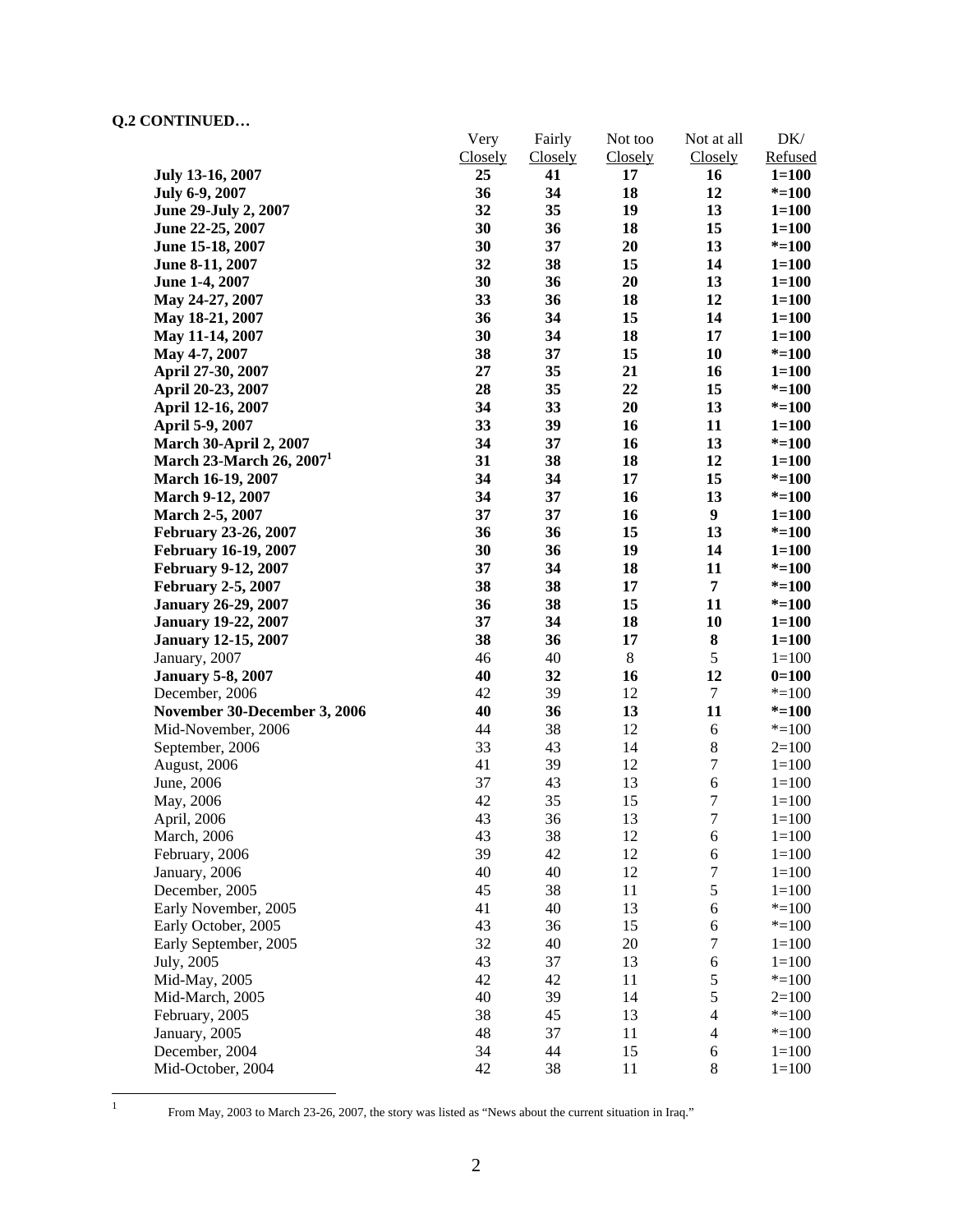**Q.2 CONTINUED…**

| | Very Closely | Fairly Closely | Not too Closely | Not at all Closely | DK/ Refused |
|---|---|---|---|---|---|
| **July 13-16, 2007** | **25** | **41** | **17** | **16** | **1=100** |
| **July 6-9, 2007** | **36** | **34** | **18** | **12** | ***=100** |
| **June 29-July 2, 2007** | **32** | **35** | **19** | **13** | **1=100** |
| **June 22-25, 2007** | **30** | **36** | **18** | **15** | **1=100** |
| **June 15-18, 2007** | **30** | **37** | **20** | **13** | ***=100** |
| **June 8-11, 2007** | **32** | **38** | **15** | **14** | **1=100** |
| **June 1-4, 2007** | **30** | **36** | **20** | **13** | **1=100** |
| **May 24-27, 2007** | **33** | **36** | **18** | **12** | **1=100** |
| **May 18-21, 2007** | **36** | **34** | **15** | **14** | **1=100** |
| **May 11-14, 2007** | **30** | **34** | **18** | **17** | **1=100** |
| **May 4-7, 2007** | **38** | **37** | **15** | **10** | ***=100** |
| **April 27-30, 2007** | **27** | **35** | **21** | **16** | **1=100** |
| **April 20-23, 2007** | **28** | **35** | **22** | **15** | ***=100** |
| **April 12-16, 2007** | **34** | **33** | **20** | **13** | ***=100** |
| **April 5-9, 2007** | **33** | **39** | **16** | **11** | **1=100** |
| **March 30-April 2, 2007** | **34** | **37** | **16** | **13** | ***=100** |
| **March 23-March 26, 2007[1]** | **31** | **38** | **18** | **12** | **1=100** |
| **March 16-19, 2007** | **34** | **34** | **17** | **15** | ***=100** |
| **March 9-12, 2007** | **34** | **37** | **16** | **13** | ***=100** |
| **March 2-5, 2007** | **37** | **37** | **16** | **9** | **1=100** |
| **February 23-26, 2007** | **36** | **36** | **15** | **13** | ***=100** |
| **February 16-19, 2007** | **30** | **36** | **19** | **14** | **1=100** |
| **February 9-12, 2007** | **37** | **34** | **18** | **11** | ***=100** |
| **February 2-5, 2007** | **38** | **38** | **17** | **7** | ***=100** |
| **January 26-29, 2007** | **36** | **38** | **15** | **11** | ***=100** |
| **January 19-22, 2007** | **37** | **34** | **18** | **10** | **1=100** |
| **January 12-15, 2007** | **38** | **36** | **17** | **8** | **1=100** |
| January, 2007 | 46 | 40 | 8 | 5 | 1=100 |
| **January 5-8, 2007** | **40** | **32** | **16** | **12** | **0=100** |
| December, 2006 | 42 | 39 | 12 | 7 | *=100 |
| **November 30-December 3, 2006** | **40** | **36** | **13** | **11** | ***=100** |
| Mid-November, 2006 | 44 | 38 | 12 | 6 | *=100 |
| September, 2006 | 33 | 43 | 14 | 8 | 2=100 |
| August, 2006 | 41 | 39 | 12 | 7 | 1=100 |
| June, 2006 | 37 | 43 | 13 | 6 | 1=100 |
| May, 2006 | 42 | 35 | 15 | 7 | 1=100 |
| April, 2006 | 43 | 36 | 13 | 7 | 1=100 |
| March, 2006 | 43 | 38 | 12 | 6 | 1=100 |
| February, 2006 | 39 | 42 | 12 | 6 | 1=100 |
| January, 2006 | 40 | 40 | 12 | 7 | 1=100 |
| December, 2005 | 45 | 38 | 11 | 5 | 1=100 |
| Early November, 2005 | 41 | 40 | 13 | 6 | *=100 |
| Early October, 2005 | 43 | 36 | 15 | 6 | *=100 |
| Early September, 2005 | 32 | 40 | 20 | 7 | 1=100 |
| July, 2005 | 43 | 37 | 13 | 6 | 1=100 |
| Mid-May, 2005 | 42 | 42 | 11 | 5 | *=100 |
| Mid-March, 2005 | 40 | 39 | 14 | 5 | 2=100 |
| February, 2005 | 38 | 45 | 13 | 4 | *=100 |
| January, 2005 | 48 | 37 | 11 | 4 | *=100 |
| December, 2004 | 34 | 44 | 15 | 6 | 1=100 |
| Mid-October, 2004 | 42 | 38 | 11 | 8 | 1=100 |

[1] From May, 2003 to March 23-26, 2007, the story was listed as "News about the current situation in Iraq."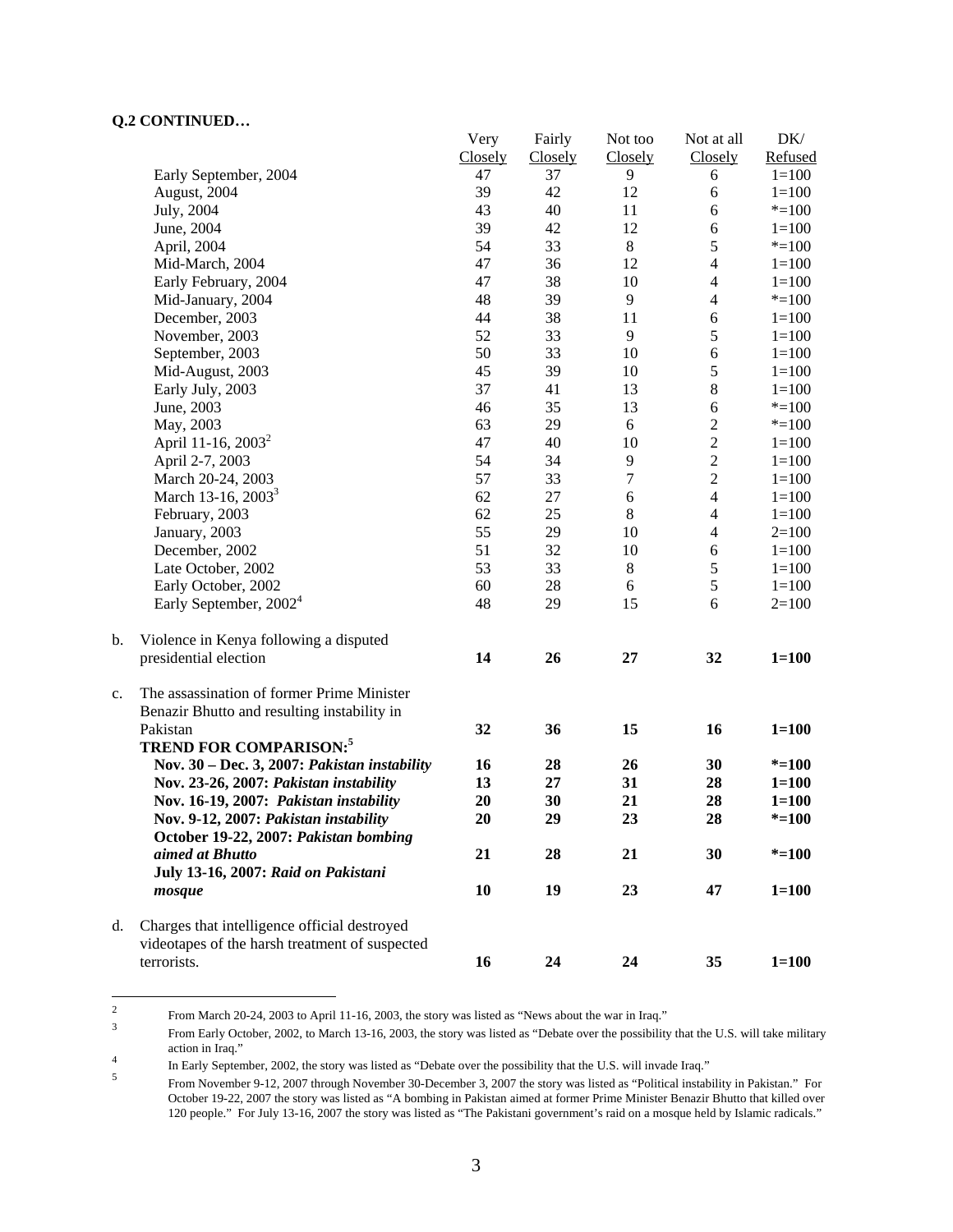**Q.2 CONTINUED…**

| | Very Closely | Fairly Closely | Not too Closely | Not at all Closely | DK/ Refused |
|---|---|---|---|---|---|
| Early September, 2004 | 47 | 37 | 9 | 6 | 1=100 |
| August, 2004 | 39 | 42 | 12 | 6 | 1=100 |
| July, 2004 | 43 | 40 | 11 | 6 | *=100 |
| June, 2004 | 39 | 42 | 12 | 6 | 1=100 |
| April, 2004 | 54 | 33 | 8 | 5 | *=100 |
| Mid-March, 2004 | 47 | 36 | 12 | 4 | 1=100 |
| Early February, 2004 | 47 | 38 | 10 | 4 | 1=100 |
| Mid-January, 2004 | 48 | 39 | 9 | 4 | *=100 |
| December, 2003 | 44 | 38 | 11 | 6 | 1=100 |
| November, 2003 | 52 | 33 | 9 | 5 | 1=100 |
| September, 2003 | 50 | 33 | 10 | 6 | 1=100 |
| Mid-August, 2003 | 45 | 39 | 10 | 5 | 1=100 |
| Early July, 2003 | 37 | 41 | 13 | 8 | 1=100 |
| June, 2003 | 46 | 35 | 13 | 6 | *=100 |
| May, 2003 | 63 | 29 | 6 | 2 | *=100 |
| April 11-16, 2003[2] | 47 | 40 | 10 | 2 | 1=100 |
| April 2-7, 2003 | 54 | 34 | 9 | 2 | 1=100 |
| March 20-24, 2003 | 57 | 33 | 7 | 2 | 1=100 |
| March 13-16, 2003[3] | 62 | 27 | 6 | 4 | 1=100 |
| February, 2003 | 62 | 25 | 8 | 4 | 1=100 |
| January, 2003 | 55 | 29 | 10 | 4 | 2=100 |
| December, 2002 | 51 | 32 | 10 | 6 | 1=100 |
| Late October, 2002 | 53 | 33 | 8 | 5 | 1=100 |
| Early October, 2002 | 60 | 28 | 6 | 5 | 1=100 |
| Early September, 2002[4] | 48 | 29 | 15 | 6 | 2=100 |
| b. Violence in Kenya following a disputed presidential election | **14** | **26** | **27** | **32** | **1=100** |
| c. The assassination of former Prime Minister Benazir Bhutto and resulting instability in Pakistan | **32** | **36** | **15** | **16** | **1=100** |
| **TREND FOR COMPARISON:[5]** | | | | | |
| **Nov. 30 – Dec. 3, 2007: *Pakistan instability*** | **16** | **28** | **26** | **30** | ***=100** |
| **Nov. 23-26, 2007: *Pakistan instability*** | **13** | **27** | **31** | **28** | **1=100** |
| **Nov. 16-19, 2007: *Pakistan instability*** | **20** | **30** | **21** | **28** | **1=100** |
| **Nov. 9-12, 2007: *Pakistan instability*** | **20** | **29** | **23** | **28** | ***=100** |
| **October 19-22, 2007: *Pakistan bombing aimed at Bhutto*** | **21** | **28** | **21** | **30** | ***=100** |
| **July 13-16, 2007: *Raid on Pakistani mosque*** | **10** | **19** | **23** | **47** | **1=100** |
| d. Charges that intelligence official destroyed videotapes of the harsh treatment of suspected terrorists. | **16** | **24** | **24** | **35** | **1=100** |

---

[2] From March 20-24, 2003 to April 11-16, 2003, the story was listed as "News about the war in Iraq."

[3] From Early October, 2002, to March 13-16, 2003, the story was listed as "Debate over the possibility that the U.S. will take military action in Iraq."

[4] In Early September, 2002, the story was listed as "Debate over the possibility that the U.S. will invade Iraq."

[5] From November 9-12, 2007 through November 30-December 3, 2007 the story was listed as "Political instability in Pakistan." For October 19-22, 2007 the story was listed as "A bombing in Pakistan aimed at former Prime Minister Benazir Bhutto that killed over 120 people." For July 13-16, 2007 the story was listed as "The Pakistani government's raid on a mosque held by Islamic radicals."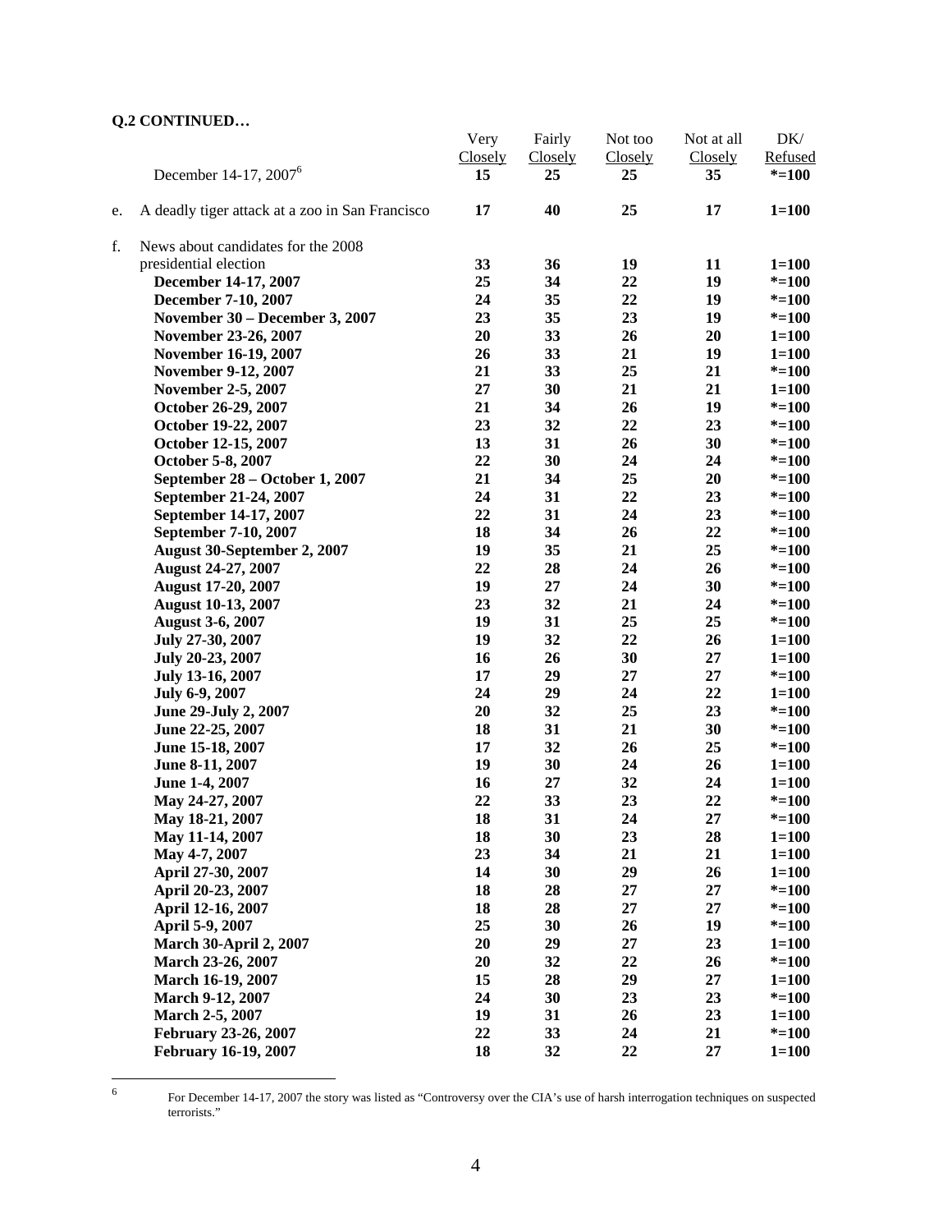**Q.2 CONTINUED…**

| | | Very Closely | Fairly Closely | Not too Closely | Not at all Closely | DK/ Refused |
|---|---|---|---|---|---|---|
| | December 14-17, 2007[6] | **15** | **25** | **25** | **35** | ***=100** |
| e. | A deadly tiger attack at a zoo in San Francisco | **17** | **40** | **25** | **17** | **1=100** |
| f. | News about candidates for the 2008 presidential election | **33** | **36** | **19** | **11** | **1=100** |
| | **December 14-17, 2007** | **25** | **34** | **22** | **19** | ***=100** |
| | **December 7-10, 2007** | **24** | **35** | **22** | **19** | ***=100** |
| | **November 30 – December 3, 2007** | **23** | **35** | **23** | **19** | ***=100** |
| | **November 23-26, 2007** | **20** | **33** | **26** | **20** | **1=100** |
| | **November 16-19, 2007** | **26** | **33** | **21** | **19** | **1=100** |
| | **November 9-12, 2007** | **21** | **33** | **25** | **21** | ***=100** |
| | **November 2-5, 2007** | **27** | **30** | **21** | **21** | **1=100** |
| | **October 26-29, 2007** | **21** | **34** | **26** | **19** | ***=100** |
| | **October 19-22, 2007** | **23** | **32** | **22** | **23** | ***=100** |
| | **October 12-15, 2007** | **13** | **31** | **26** | **30** | ***=100** |
| | **October 5-8, 2007** | **22** | **30** | **24** | **24** | ***=100** |
| | **September 28 – October 1, 2007** | **21** | **34** | **25** | **20** | ***=100** |
| | **September 21-24, 2007** | **24** | **31** | **22** | **23** | ***=100** |
| | **September 14-17, 2007** | **22** | **31** | **24** | **23** | ***=100** |
| | **September 7-10, 2007** | **18** | **34** | **26** | **22** | ***=100** |
| | **August 30-September 2, 2007** | **19** | **35** | **21** | **25** | ***=100** |
| | **August 24-27, 2007** | **22** | **28** | **24** | **26** | ***=100** |
| | **August 17-20, 2007** | **19** | **27** | **24** | **30** | ***=100** |
| | **August 10-13, 2007** | **23** | **32** | **21** | **24** | ***=100** |
| | **August 3-6, 2007** | **19** | **31** | **25** | **25** | ***=100** |
| | **July 27-30, 2007** | **19** | **32** | **22** | **26** | **1=100** |
| | **July 20-23, 2007** | **16** | **26** | **30** | **27** | **1=100** |
| | **July 13-16, 2007** | **17** | **29** | **27** | **27** | ***=100** |
| | **July 6-9, 2007** | **24** | **29** | **24** | **22** | **1=100** |
| | **June 29-July 2, 2007** | **20** | **32** | **25** | **23** | ***=100** |
| | **June 22-25, 2007** | **18** | **31** | **21** | **30** | ***=100** |
| | **June 15-18, 2007** | **17** | **32** | **26** | **25** | ***=100** |
| | **June 8-11, 2007** | **19** | **30** | **24** | **26** | **1=100** |
| | **June 1-4, 2007** | **16** | **27** | **32** | **24** | **1=100** |
| | **May 24-27, 2007** | **22** | **33** | **23** | **22** | ***=100** |
| | **May 18-21, 2007** | **18** | **31** | **24** | **27** | ***=100** |
| | **May 11-14, 2007** | **18** | **30** | **23** | **28** | **1=100** |
| | **May 4-7, 2007** | **23** | **34** | **21** | **21** | **1=100** |
| | **April 27-30, 2007** | **14** | **30** | **29** | **26** | **1=100** |
| | **April 20-23, 2007** | **18** | **28** | **27** | **27** | ***=100** |
| | **April 12-16, 2007** | **18** | **28** | **27** | **27** | ***=100** |
| | **April 5-9, 2007** | **25** | **30** | **26** | **19** | ***=100** |
| | **March 30-April 2, 2007** | **20** | **29** | **27** | **23** | **1=100** |
| | **March 23-26, 2007** | **20** | **32** | **22** | **26** | ***=100** |
| | **March 16-19, 2007** | **15** | **28** | **29** | **27** | **1=100** |
| | **March 9-12, 2007** | **24** | **30** | **23** | **23** | ***=100** |
| | **March 2-5, 2007** | **19** | **31** | **26** | **23** | **1=100** |
| | **February 23-26, 2007** | **22** | **33** | **24** | **21** | ***=100** |
| | **February 16-19, 2007** | **18** | **32** | **22** | **27** | **1=100** |

[6] For December 14-17, 2007 the story was listed as "Controversy over the CIA's use of harsh interrogation techniques on suspected terrorists."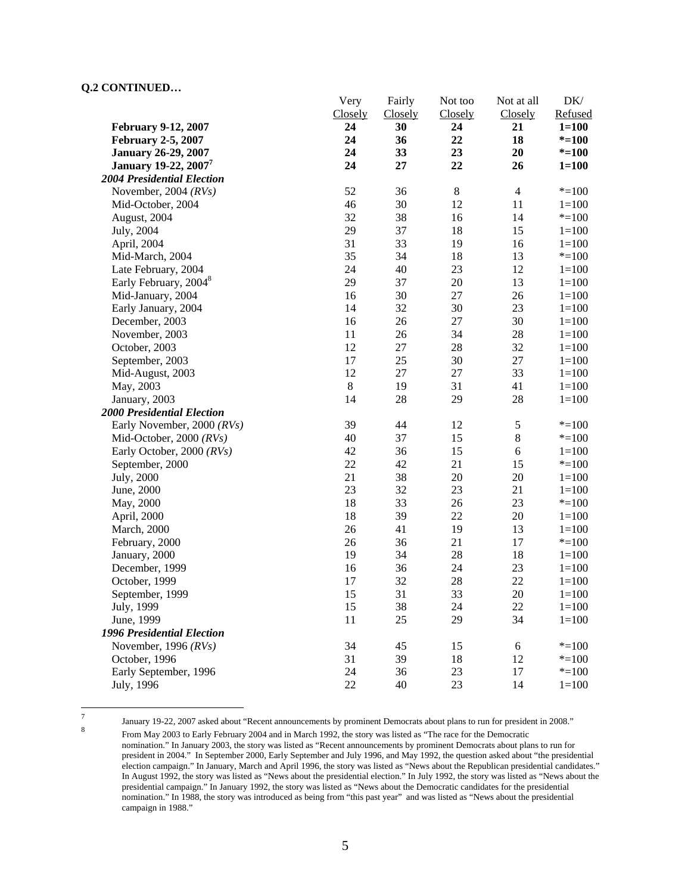**Q.2 CONTINUED…**

| | Very Closely | Fairly Closely | Not too Closely | Not at all Closely | DK/ Refused |
|---|---|---|---|---|---|
| **February 9-12, 2007** | **24** | **30** | **24** | **21** | **1=100** |
| **February 2-5, 2007** | **24** | **36** | **22** | **18** | ***=100** |
| **January 26-29, 2007** | **24** | **33** | **23** | **20** | ***=100** |
| **January 19-22, 2007[7]** | **24** | **27** | **22** | **26** | **1=100** |
| ***2004 Presidential Election*** | | | | | |
| November, 2004 *(RVs)* | 52 | 36 | 8 | 4 | *=100 |
| Mid-October, 2004 | 46 | 30 | 12 | 11 | 1=100 |
| August, 2004 | 32 | 38 | 16 | 14 | *=100 |
| July, 2004 | 29 | 37 | 18 | 15 | 1=100 |
| April, 2004 | 31 | 33 | 19 | 16 | 1=100 |
| Mid-March, 2004 | 35 | 34 | 18 | 13 | *=100 |
| Late February, 2004 | 24 | 40 | 23 | 12 | 1=100 |
| Early February, 2004[8] | 29 | 37 | 20 | 13 | 1=100 |
| Mid-January, 2004 | 16 | 30 | 27 | 26 | 1=100 |
| Early January, 2004 | 14 | 32 | 30 | 23 | 1=100 |
| December, 2003 | 16 | 26 | 27 | 30 | 1=100 |
| November, 2003 | 11 | 26 | 34 | 28 | 1=100 |
| October, 2003 | 12 | 27 | 28 | 32 | 1=100 |
| September, 2003 | 17 | 25 | 30 | 27 | 1=100 |
| Mid-August, 2003 | 12 | 27 | 27 | 33 | 1=100 |
| May, 2003 | 8 | 19 | 31 | 41 | 1=100 |
| January, 2003 | 14 | 28 | 29 | 28 | 1=100 |
| ***2000 Presidential Election*** | | | | | |
| Early November, 2000 *(RVs)* | 39 | 44 | 12 | 5 | *=100 |
| Mid-October, 2000 *(RVs)* | 40 | 37 | 15 | 8 | *=100 |
| Early October, 2000 *(RVs)* | 42 | 36 | 15 | 6 | 1=100 |
| September, 2000 | 22 | 42 | 21 | 15 | *=100 |
| July, 2000 | 21 | 38 | 20 | 20 | 1=100 |
| June, 2000 | 23 | 32 | 23 | 21 | 1=100 |
| May, 2000 | 18 | 33 | 26 | 23 | *=100 |
| April, 2000 | 18 | 39 | 22 | 20 | 1=100 |
| March, 2000 | 26 | 41 | 19 | 13 | 1=100 |
| February, 2000 | 26 | 36 | 21 | 17 | *=100 |
| January, 2000 | 19 | 34 | 28 | 18 | 1=100 |
| December, 1999 | 16 | 36 | 24 | 23 | 1=100 |
| October, 1999 | 17 | 32 | 28 | 22 | 1=100 |
| September, 1999 | 15 | 31 | 33 | 20 | 1=100 |
| July, 1999 | 15 | 38 | 24 | 22 | 1=100 |
| June, 1999 | 11 | 25 | 29 | 34 | 1=100 |
| ***1996 Presidential Election*** | | | | | |
| November, 1996 *(RVs)* | 34 | 45 | 15 | 6 | *=100 |
| October, 1996 | 31 | 39 | 18 | 12 | *=100 |
| Early September, 1996 | 24 | 36 | 23 | 17 | *=100 |
| July, 1996 | 22 | 40 | 23 | 14 | 1=100 |

[7] January 19-22, 2007 asked about "Recent announcements by prominent Democrats about plans to run for president in 2008."

[8] From May 2003 to Early February 2004 and in March 1992, the story was listed as "The race for the Democratic nomination." In January 2003, the story was listed as "Recent announcements by prominent Democrats about plans to run for president in 2004." In September 2000, Early September and July 1996, and May 1992, the question asked about "the presidential election campaign." In January, March and April 1996, the story was listed as "News about the Republican presidential candidates." In August 1992, the story was listed as "News about the presidential election." In July 1992, the story was listed as "News about the presidential campaign." In January 1992, the story was listed as "News about the Democratic candidates for the presidential nomination." In 1988, the story was introduced as being from "this past year" and was listed as "News about the presidential campaign in 1988."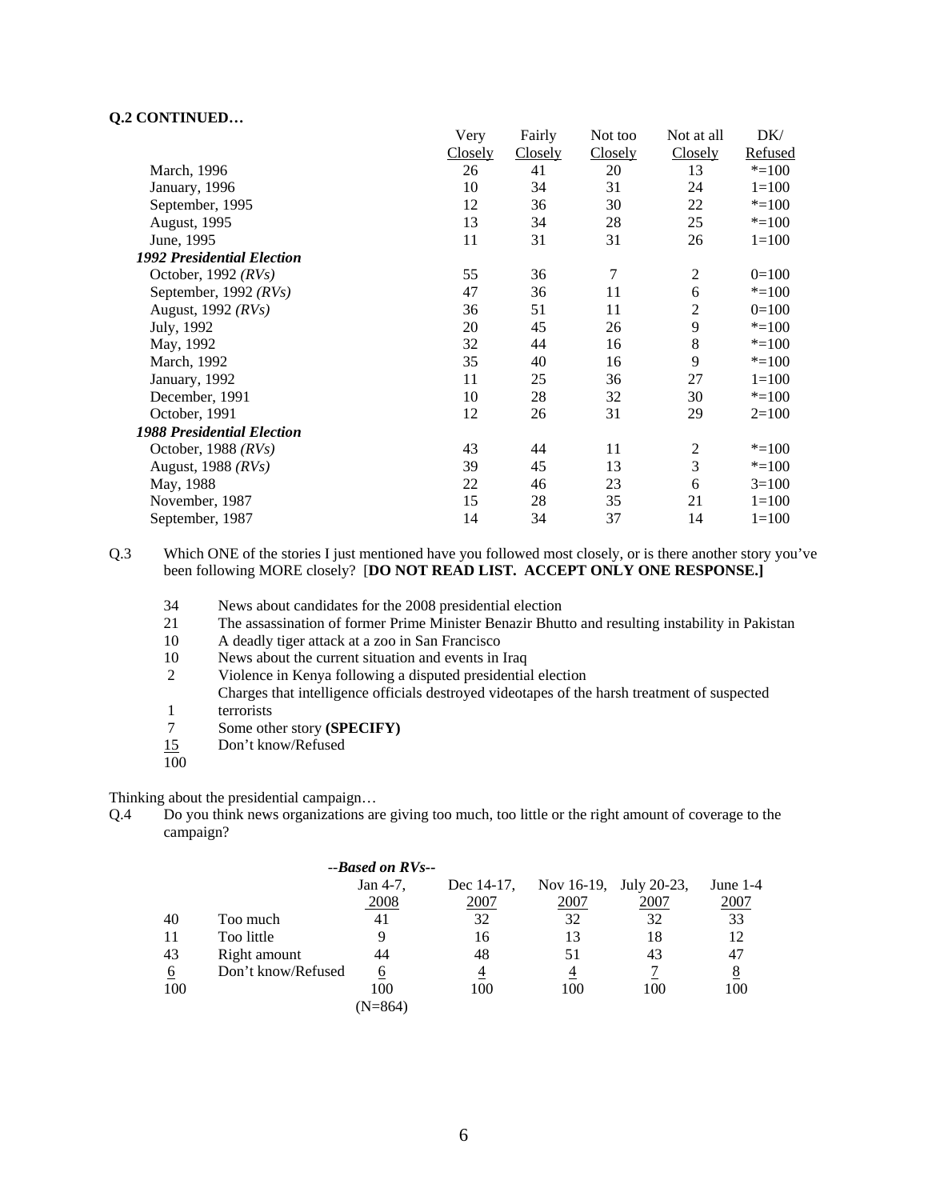**Q.2 CONTINUED…**

| | Very Closely | Fairly Closely | Not too Closely | Not at all Closely | DK/ Refused |
|---|---|---|---|---|---|
| March, 1996 | 26 | 41 | 20 | 13 | *=100 |
| January, 1996 | 10 | 34 | 31 | 24 | 1=100 |
| September, 1995 | 12 | 36 | 30 | 22 | *=100 |
| August, 1995 | 13 | 34 | 28 | 25 | *=100 |
| June, 1995 | 11 | 31 | 31 | 26 | 1=100 |
| ***1992 Presidential Election*** | | | | | |
| October, 1992 *(RVs)* | 55 | 36 | 7 | 2 | 0=100 |
| September, 1992 *(RVs)* | 47 | 36 | 11 | 6 | *=100 |
| August, 1992 *(RVs)* | 36 | 51 | 11 | 2 | 0=100 |
| July, 1992 | 20 | 45 | 26 | 9 | *=100 |
| May, 1992 | 32 | 44 | 16 | 8 | *=100 |
| March, 1992 | 35 | 40 | 16 | 9 | *=100 |
| January, 1992 | 11 | 25 | 36 | 27 | 1=100 |
| December, 1991 | 10 | 28 | 32 | 30 | *=100 |
| October, 1991 | 12 | 26 | 31 | 29 | 2=100 |
| ***1988 Presidential Election*** | | | | | |
| October, 1988 *(RVs)* | 43 | 44 | 11 | 2 | *=100 |
| August, 1988 *(RVs)* | 39 | 45 | 13 | 3 | *=100 |
| May, 1988 | 22 | 46 | 23 | 6 | 3=100 |
| November, 1987 | 15 | 28 | 35 | 21 | 1=100 |
| September, 1987 | 14 | 34 | 37 | 14 | 1=100 |

Q.3 Which ONE of the stories I just mentioned have you followed most closely, or is there another story you've been following MORE closely? [**DO NOT READ LIST. ACCEPT ONLY ONE RESPONSE.]**

| | |
|---|---|
| 34 | News about candidates for the 2008 presidential election |
| 21 | The assassination of former Prime Minister Benazir Bhutto and resulting instability in Pakistan |
| 10 | A deadly tiger attack at a zoo in San Francisco |
| 10 | News about the current situation and events in Iraq |
| 2 | Violence in Kenya following a disputed presidential election |
| 1 | Charges that intelligence officials destroyed videotapes of the harsh treatment of suspected terrorists |
| 7 | Some other story **(SPECIFY)** |
| 15 | Don't know/Refused |
| 100 | |

Thinking about the presidential campaign…

Q.4 Do you think news organizations are giving too much, too little or the right amount of coverage to the campaign?

| | | --*Based on RVs*-- Jan 4-7, 2008 | Dec 14-17, 2007 | Nov 16-19, 2007 | July 20-23, 2007 | June 1-4 2007 |
|---|---|---|---|---|---|---|
| 40 | Too much | 41 | 32 | 32 | 32 | 33 |
| 11 | Too little | 9 | 16 | 13 | 18 | 12 |
| 43 | Right amount | 44 | 48 | 51 | 43 | 47 |
| 6 | Don't know/Refused | 6 | 4 | 4 | 7 | 8 |
| 100 | | 100 | 100 | 100 | 100 | 100 |
| | | (N=864) | | | | |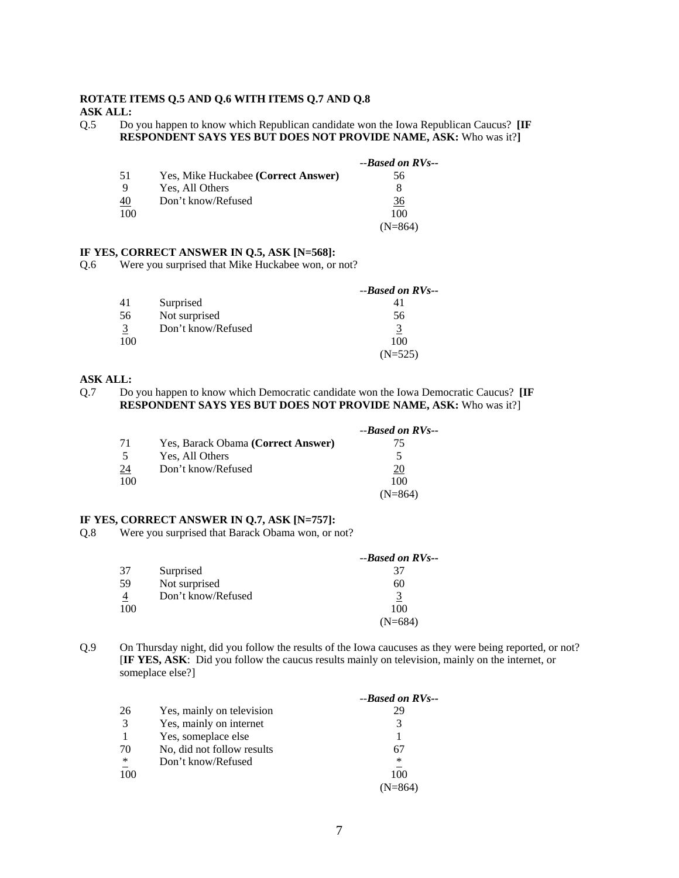**ROTATE ITEMS Q.5 AND Q.6 WITH ITEMS Q.7 AND Q.8**

**ASK ALL:**

Q.5 Do you happen to know which Republican candidate won the Iowa Republican Caucus? **[IF RESPONDENT SAYS YES BUT DOES NOT PROVIDE NAME, ASK:** Who was it?**]**

| | | *--Based on RVs--* |
|---|---|---|
| 51 | Yes, Mike Huckabee **(Correct Answer)** | 56 |
| 9 | Yes, All Others | 8 |
| 40 | Don't know/Refused | 36 |
| 100 | | 100 |
| | | (N=864) |

**IF YES, CORRECT ANSWER IN Q.5, ASK [N=568]:**

Q.6 Were you surprised that Mike Huckabee won, or not?

| | | *--Based on RVs--* |
|---|---|---|
| 41 | Surprised | 41 |
| 56 | Not surprised | 56 |
| 3 | Don't know/Refused | 3 |
| 100 | | 100 |
| | | (N=525) |

**ASK ALL:**

Q.7 Do you happen to know which Democratic candidate won the Iowa Democratic Caucus? **[IF RESPONDENT SAYS YES BUT DOES NOT PROVIDE NAME, ASK:** Who was it?]

| | | *--Based on RVs--* |
|---|---|---|
| 71 | Yes, Barack Obama **(Correct Answer)** | 75 |
| 5 | Yes, All Others | 5 |
| 24 | Don't know/Refused | 20 |
| 100 | | 100 |
| | | (N=864) |

**IF YES, CORRECT ANSWER IN Q.7, ASK [N=757]:**

Q.8 Were you surprised that Barack Obama won, or not?

| | | *--Based on RVs--* |
|---|---|---|
| 37 | Surprised | 37 |
| 59 | Not surprised | 60 |
| 4 | Don't know/Refused | 3 |
| 100 | | 100 |
| | | (N=684) |

Q.9 On Thursday night, did you follow the results of the Iowa caucuses as they were being reported, or not? [**IF YES, ASK**: Did you follow the caucus results mainly on television, mainly on the internet, or someplace else?]

| | | *--Based on RVs--* |
|---|---|---|
| 26 | Yes, mainly on television | 29 |
| 3 | Yes, mainly on internet | 3 |
| 1 | Yes, someplace else | 1 |
| 70 | No, did not follow results | 67 |
| * | Don't know/Refused | * |
| 100 | | 100 |
| | | (N=864) |